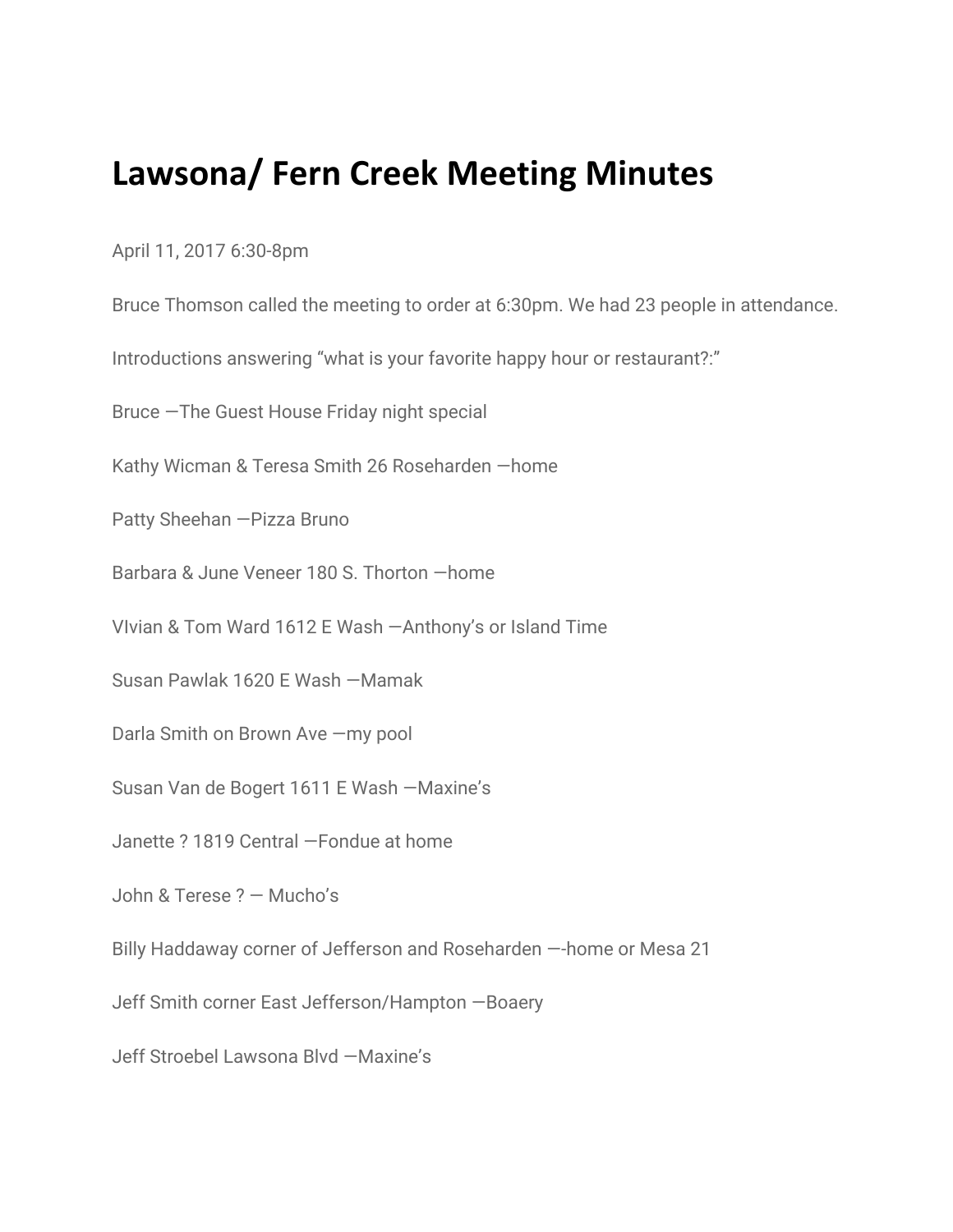# Lawsona/ Fern Creek Meeting Minutes

April 11, 2017 6:30-8pm

Bruce Thomson called the meeting to order at 6:30pm. We had 23 people in attendance.

Introductions answering "what is your favorite happy hour or restaurant?:"

Bruce —The Guest House Friday night special

Kathy Wicman & Teresa Smith 26 Roseharden —home

Patty Sheehan —Pizza Bruno

Barbara & June Veneer 180 S. Thorton —home

VIvian & Tom Ward 1612 E Wash —Anthony's or Island Time

Susan Pawlak 1620 E Wash —Mamak

Darla Smith on Brown Ave —my pool

Susan Van de Bogert 1611 E Wash —Maxine's

Janette ? 1819 Central —Fondue at home

John & Terese ? — Mucho's

Billy Haddaway corner of Jefferson and Roseharden —-home or Mesa 21

Jeff Smith corner East Jefferson/Hampton —Boaery

Jeff Stroebel Lawsona Blvd —Maxine's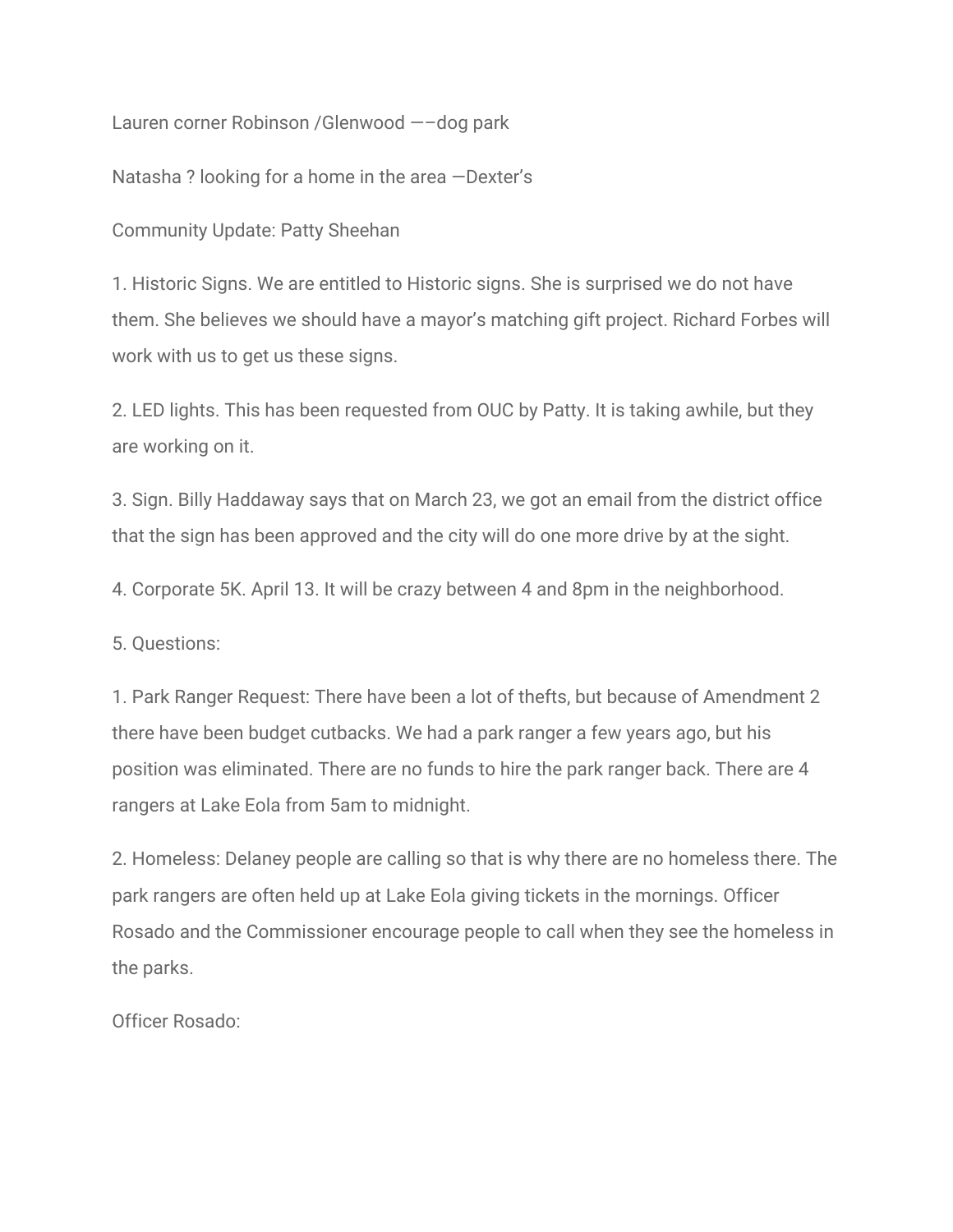Lauren corner Robinson /Glenwood ——dog park

Natasha ? looking for a home in the area —Dexter's

Community Update: Patty Sheehan

1. Historic Signs. We are entitled to Historic signs. She is surprised we do not have them. She believes we should have a mayor's matching gift project. Richard Forbes will work with us to get us these signs.

2. LED lights. This has been requested from OUC by Patty. It is taking awhile, but they are working on it.

3. Sign. Billy Haddaway says that on March 23, we got an email from the district office that the sign has been approved and the city will do one more drive by at the sight.

4. Corporate 5K. April 13. It will be crazy between 4 and 8pm in the neighborhood.

5. Questions:

1. Park Ranger Request: There have been a lot of thefts, but because of Amendment 2 there have been budget cutbacks. We had a park ranger a few years ago, but his position was eliminated. There are no funds to hire the park ranger back. There are 4 rangers at Lake Eola from 5am to midnight.

2. Homeless: Delaney people are calling so that is why there are no homeless there. The park rangers are often held up at Lake Eola giving tickets in the mornings. Officer Rosado and the Commissioner encourage people to call when they see the homeless in the parks.

Officer Rosado: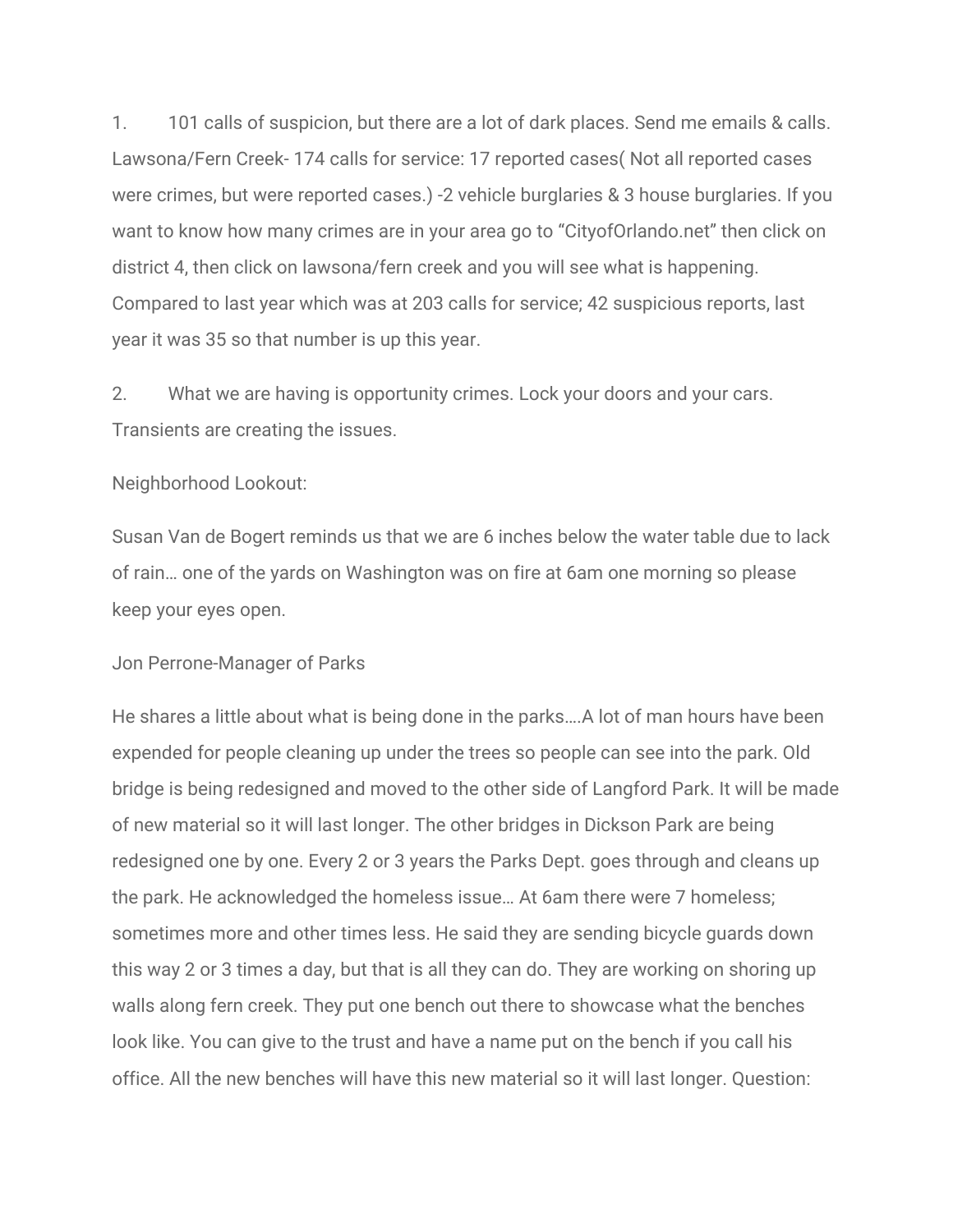1. 101 calls of suspicion, but there are a lot of dark places. Send me emails & calls. Lawsona/Fern Creek- 174 calls for service: 17 reported cases( Not all reported cases were crimes, but were reported cases.) -2 vehicle burglaries & 3 house burglaries. If you want to know how many crimes are in your area go to "CityofOrlando.net" then click on district 4, then click on lawsona/fern creek and you will see what is happening. Compared to last year which was at 203 calls for service; 42 suspicious reports, last year it was 35 so that number is up this year.

2. What we are having is opportunity crimes. Lock your doors and your cars. Transients are creating the issues.

Neighborhood Lookout:

Susan Van de Bogert reminds us that we are 6 inches below the water table due to lack of rain… one of the yards on Washington was on fire at 6am one morning so please keep your eyes open.

Jon Perrone-Manager of Parks

He shares a little about what is being done in the parks….A lot of man hours have been expended for people cleaning up under the trees so people can see into the park. Old bridge is being redesigned and moved to the other side of Langford Park. It will be made of new material so it will last longer. The other bridges in Dickson Park are being redesigned one by one. Every 2 or 3 years the Parks Dept. goes through and cleans up the park. He acknowledged the homeless issue… At 6am there were 7 homeless; sometimes more and other times less. He said they are sending bicycle guards down this way 2 or 3 times a day, but that is all they can do. They are working on shoring up walls along fern creek. They put one bench out there to showcase what the benches look like. You can give to the trust and have a name put on the bench if you call his office. All the new benches will have this new material so it will last longer. Question: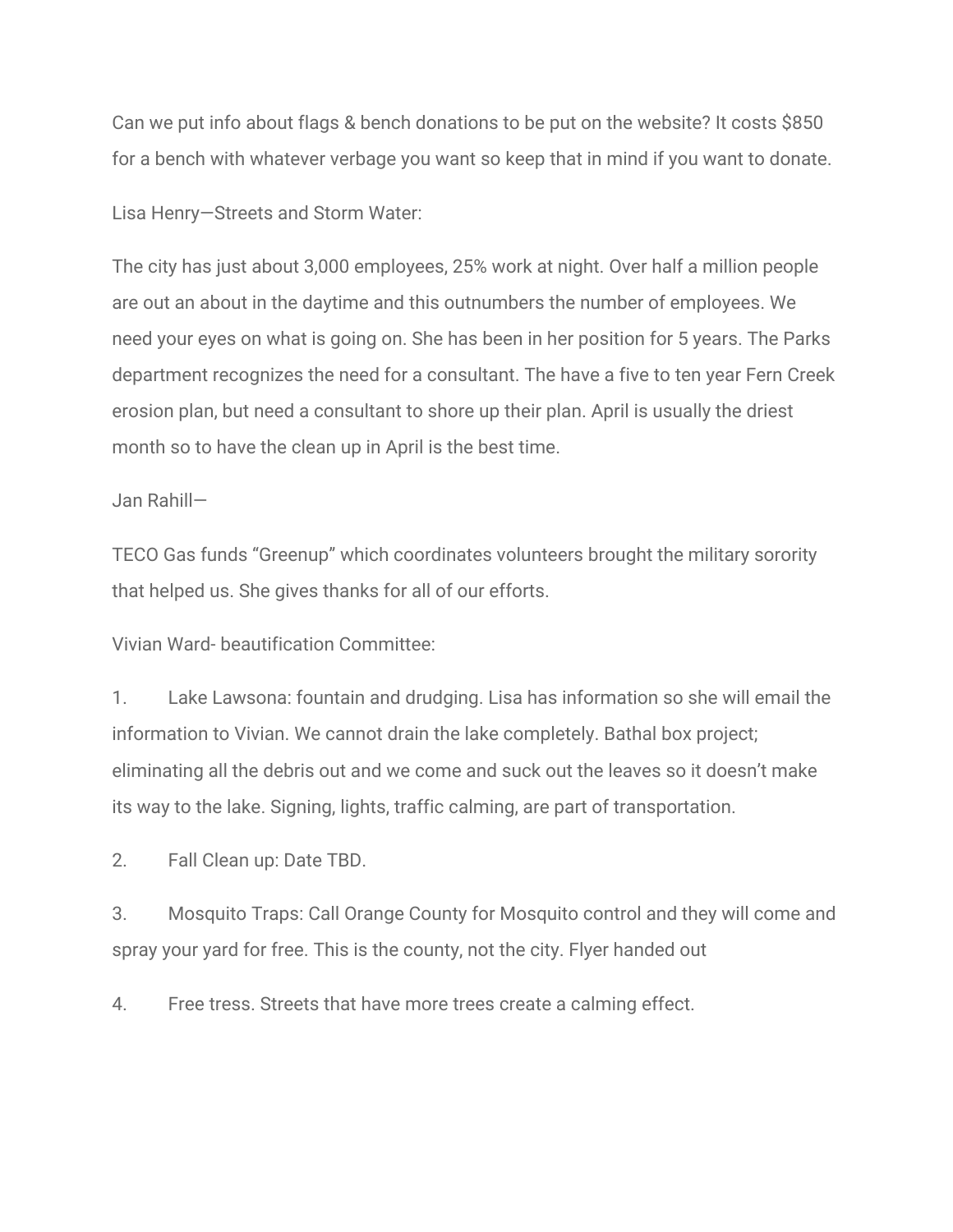Can we put info about flags & bench donations to be put on the website? It costs $850 for a bench with whatever verbage you want so keep that in mind if you want to donate.

Lisa Henry—Streets and Storm Water:

The city has just about 3,000 employees, 25% work at night. Over half a million people are out an about in the daytime and this outnumbers the number of employees. We need your eyes on what is going on. She has been in her position for 5 years. The Parks department recognizes the need for a consultant. The have a five to ten year Fern Creek erosion plan, but need a consultant to shore up their plan. April is usually the driest month so to have the clean up in April is the best time.

Jan Rahill—

TECO Gas funds "Greenup" which coordinates volunteers brought the military sorority that helped us. She gives thanks for all of our efforts.

Vivian Ward- beautification Committee:

1. Lake Lawsona: fountain and drudging. Lisa has information so she will email the information to Vivian. We cannot drain the lake completely. Bathal box project; eliminating all the debris out and we come and suck out the leaves so it doesn't make its way to the lake. Signing, lights, traffic calming, are part of transportation.
2. Fall Clean up: Date TBD.
3. Mosquito Traps: Call Orange County for Mosquito control and they will come and spray your yard for free. This is the county, not the city. Flyer handed out
4. Free tress. Streets that have more trees create a calming effect.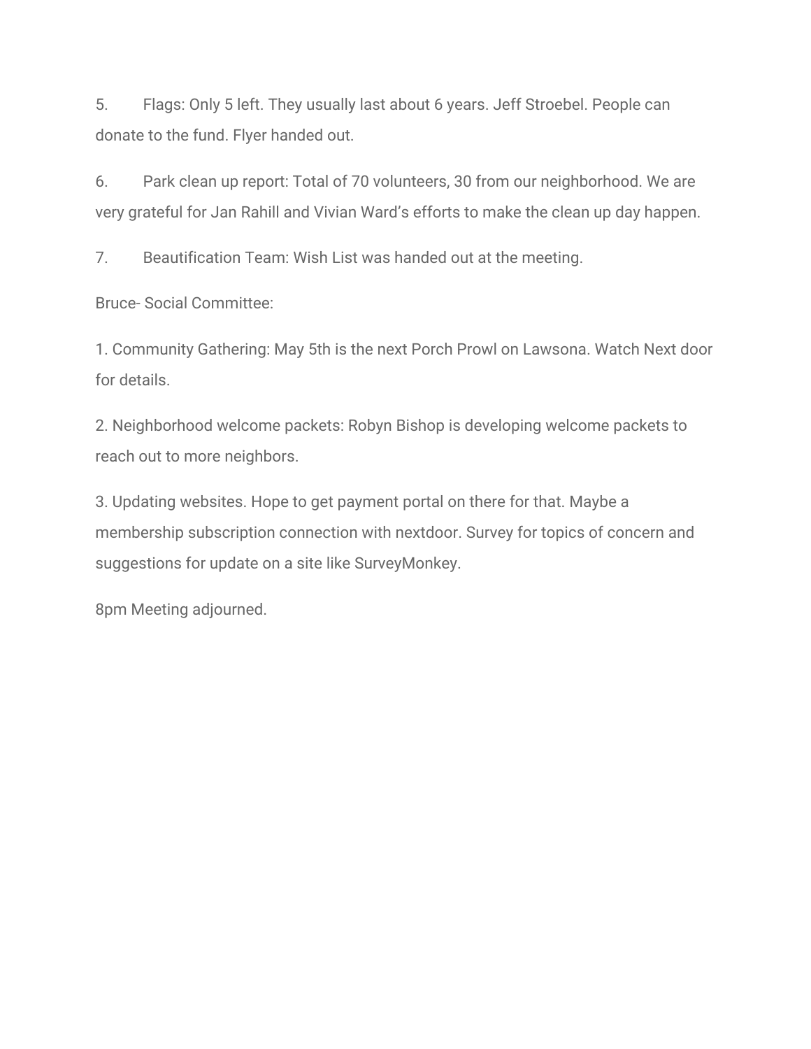5. Flags: Only 5 left. They usually last about 6 years. Jeff Stroebel. People can donate to the fund. Flyer handed out.

6. Park clean up report: Total of 70 volunteers, 30 from our neighborhood. We are very grateful for Jan Rahill and Vivian Ward's efforts to make the clean up day happen.

7. Beautification Team: Wish List was handed out at the meeting.

Bruce- Social Committee:

1. Community Gathering: May 5th is the next Porch Prowl on Lawsona. Watch Next door for details.

2. Neighborhood welcome packets: Robyn Bishop is developing welcome packets to reach out to more neighbors.

3. Updating websites. Hope to get payment portal on there for that. Maybe a membership subscription connection with nextdoor. Survey for topics of concern and suggestions for update on a site like SurveyMonkey.

8pm Meeting adjourned.